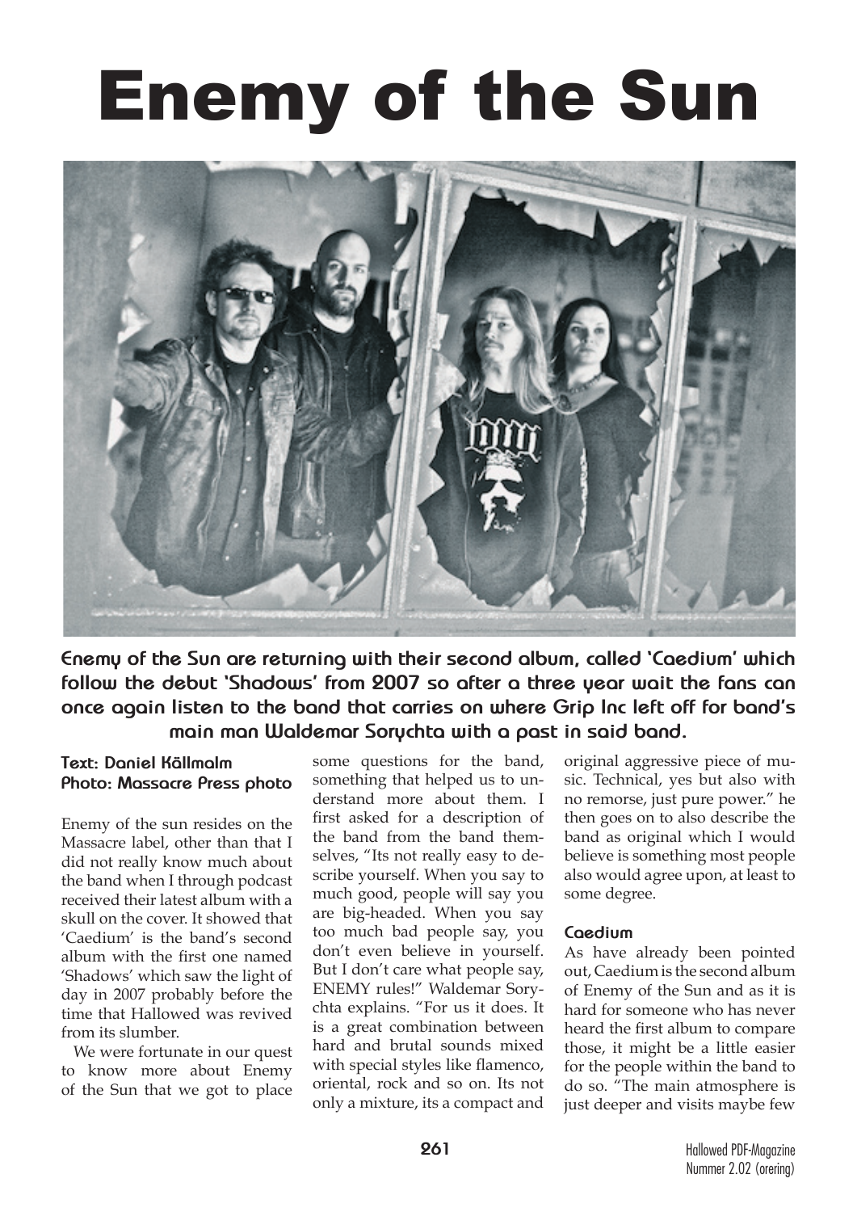# Enemy of the Sun

**Enemy of the Sun are returning with their second album, called 'Caedium' which follow the debut 'Shadows' from 2007 so after a three year wait the fans can once again listen to the band that carries on where Grip Inc left off for band's main man Waldemar Sorychta with a past in said band.**

**Text: Daniel Källmalm**
**Photo: Massacre Press photo**

Enemy of the sun resides on the Massacre label, other than that I did not really know much about the band when I through podcast received their latest album with a skull on the cover. It showed that 'Caedium' is the band's second album with the first one named 'Shadows' which saw the light of day in 2007 probably before the time that Hallowed was revived from its slumber.

We were fortunate in our quest to know more about Enemy of the Sun that we got to place some questions for the band, something that helped us to understand more about them. I first asked for a description of the band from the band themselves, "Its not really easy to describe yourself. When you say to much good, people will say you are big-headed. When you say too much bad people say, you don't even believe in yourself. But I don't care what people say, ENEMY rules!" Waldemar Sorychta explains. "For us it does. It is a great combination between hard and brutal sounds mixed with special styles like flamenco, oriental, rock and so on. Its not only a mixture, its a compact and original aggressive piece of music. Technical, yes but also with no remorse, just pure power." he then goes on to also describe the band as original which I would believe is something most people also would agree upon, at least to some degree.

### Caedium

As have already been pointed out, Caedium is the second album of Enemy of the Sun and as it is hard for someone who has never heard the first album to compare those, it might be a little easier for the people within the band to do so. "The main atmosphere is just deeper and visits maybe few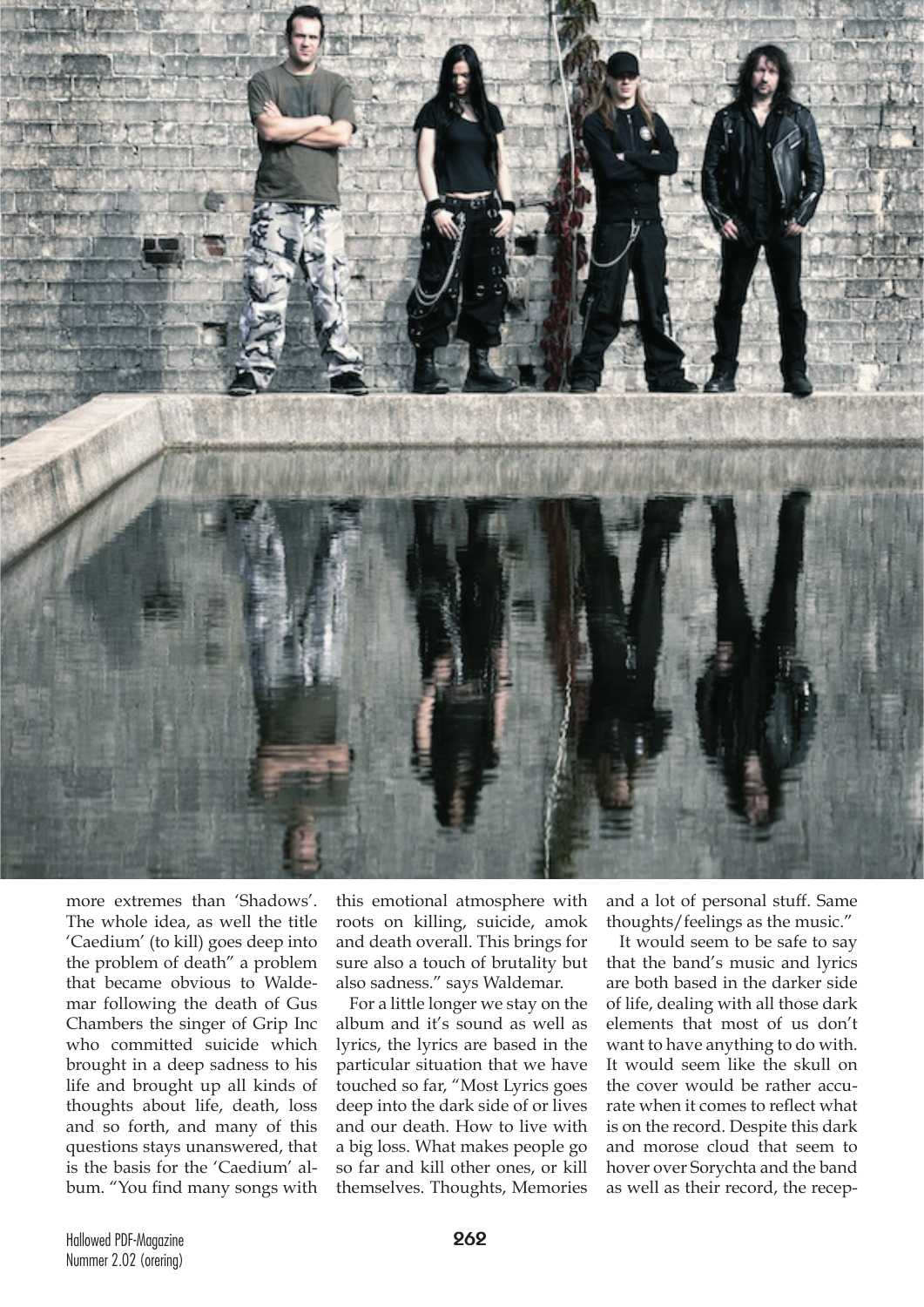more extremes than 'Shadows'. The whole idea, as well the title 'Caedium' (to kill) goes deep into the problem of death" a problem that became obvious to Waldemar following the death of Gus Chambers the singer of Grip Inc who committed suicide which brought in a deep sadness to his life and brought up all kinds of thoughts about life, death, loss and so forth, and many of this questions stays unanswered, that is the basis for the 'Caedium' album. "You find many songs with this emotional atmosphere with roots on killing, suicide, amok and death overall. This brings for sure also a touch of brutality but also sadness." says Waldemar.

For a little longer we stay on the album and it's sound as well as lyrics, the lyrics are based in the particular situation that we have touched so far, "Most Lyrics goes deep into the dark side of or lives and our death. How to live with a big loss. What makes people go so far and kill other ones, or kill themselves. Thoughts, Memories and a lot of personal stuff. Same thoughts/feelings as the music."

It would seem to be safe to say that the band's music and lyrics are both based in the darker side of life, dealing with all those dark elements that most of us don't want to have anything to do with. It would seem like the skull on the cover would be rather accurate when it comes to reflect what is on the record. Despite this dark and morose cloud that seem to hover over Sorychta and the band as well as their record, the recep-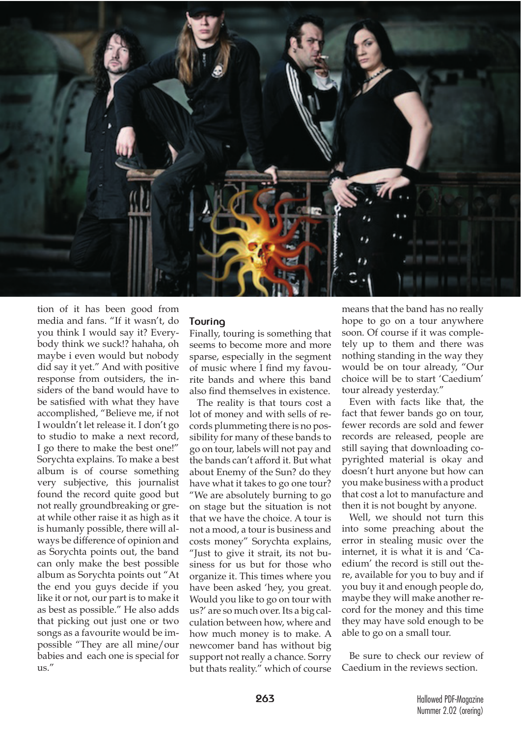tion of it has been good from media and fans. "If it wasn't, do you think I would say it? Everybody think we suck!? hahaha, oh maybe i even would but nobody did say it yet." And with positive response from outsiders, the insiders of the band would have to be satisfied with what they have accomplished, "Believe me, if not I wouldn't let release it. I don't go to studio to make a next record, I go there to make the best one!" Sorychta explains. To make a best album is of course something very subjective, this journalist found the record quite good but not really groundbreaking or great while other raise it as high as it is humanly possible, there will always be difference of opinion and as Sorychta points out, the band can only make the best possible album as Sorychta points out "At the end you guys decide if you like it or not, our part is to make it as best as possible." He also adds that picking out just one or two songs as a favourite would be impossible "They are all mine/our babies and each one is special for us."

### Touring

Finally, touring is something that seems to become more and more sparse, especially in the segment of music where I find my favourite bands and where this band also find themselves in existence.

The reality is that tours cost a lot of money and with sells of records plummeting there is no possibility for many of these bands to go on tour, labels will not pay and the bands can't afford it. But what about Enemy of the Sun? do they have what it takes to go one tour? "We are absolutely burning to go on stage but the situation is not that we have the choice. A tour is not a mood, a tour is business and costs money" Sorychta explains, "Just to give it strait, its not business for us but for those who organize it. This times where you have been asked 'hey, you great. Would you like to go on tour with us?' are so much over. Its a big calculation between how, where and how much money is to make. A newcomer band has without big support not really a chance. Sorry but thats reality." which of course means that the band has no really hope to go on a tour anywhere soon. Of course if it was completely up to them and there was nothing standing in the way they would be on tour already, "Our choice will be to start 'Caedium' tour already yesterday."

Even with facts like that, the fact that fewer bands go on tour, fewer records are sold and fewer records are released, people are still saying that downloading copyrighted material is okay and doesn't hurt anyone but how can you make business with a product that cost a lot to manufacture and then it is not bought by anyone.

Well, we should not turn this into some preaching about the error in stealing music over the internet, it is what it is and 'Caedium' the record is still out there, available for you to buy and if you buy it and enough people do, maybe they will make another record for the money and this time they may have sold enough to be able to go on a small tour.

Be sure to check our review of Caedium in the reviews section.